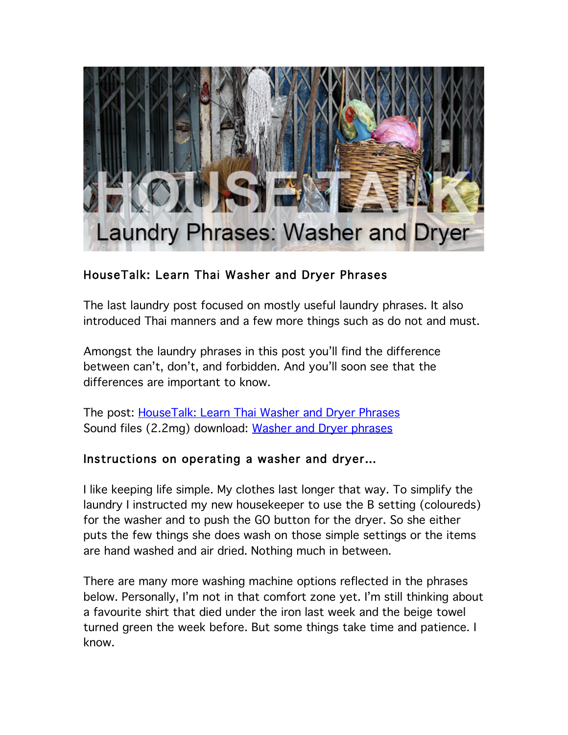## HouseTalk: Learn Thai Washer and Dryer Phrases

The last laundry post focused on mostly useful laundry phrases. It also introduced Thai manners and a few more things such as do not and must.

Amongst the laundry phrases in this post you'll find the difference between can't, don't, and forbidden. And you'll soon see that the differences are important to know.

The post: [HouseTalk: Learn Thai Washer and Dryer Phrases]()
Sound files (2.2mg) download: [Washer and Dryer phrases]()

## Instructions on operating a washer and dryer…

I like keeping life simple. My clothes last longer that way. To simplify the laundry I instructed my new housekeeper to use the B setting (coloureds) for the washer and to push the GO button for the dryer. So she either puts the few things she does wash on those simple settings or the items are hand washed and air dried. Nothing much in between.

There are many more washing machine options reflected in the phrases below. Personally, I'm not in that comfort zone yet. I'm still thinking about a favourite shirt that died under the iron last week and the beige towel turned green the week before. But some things take time and patience. I know.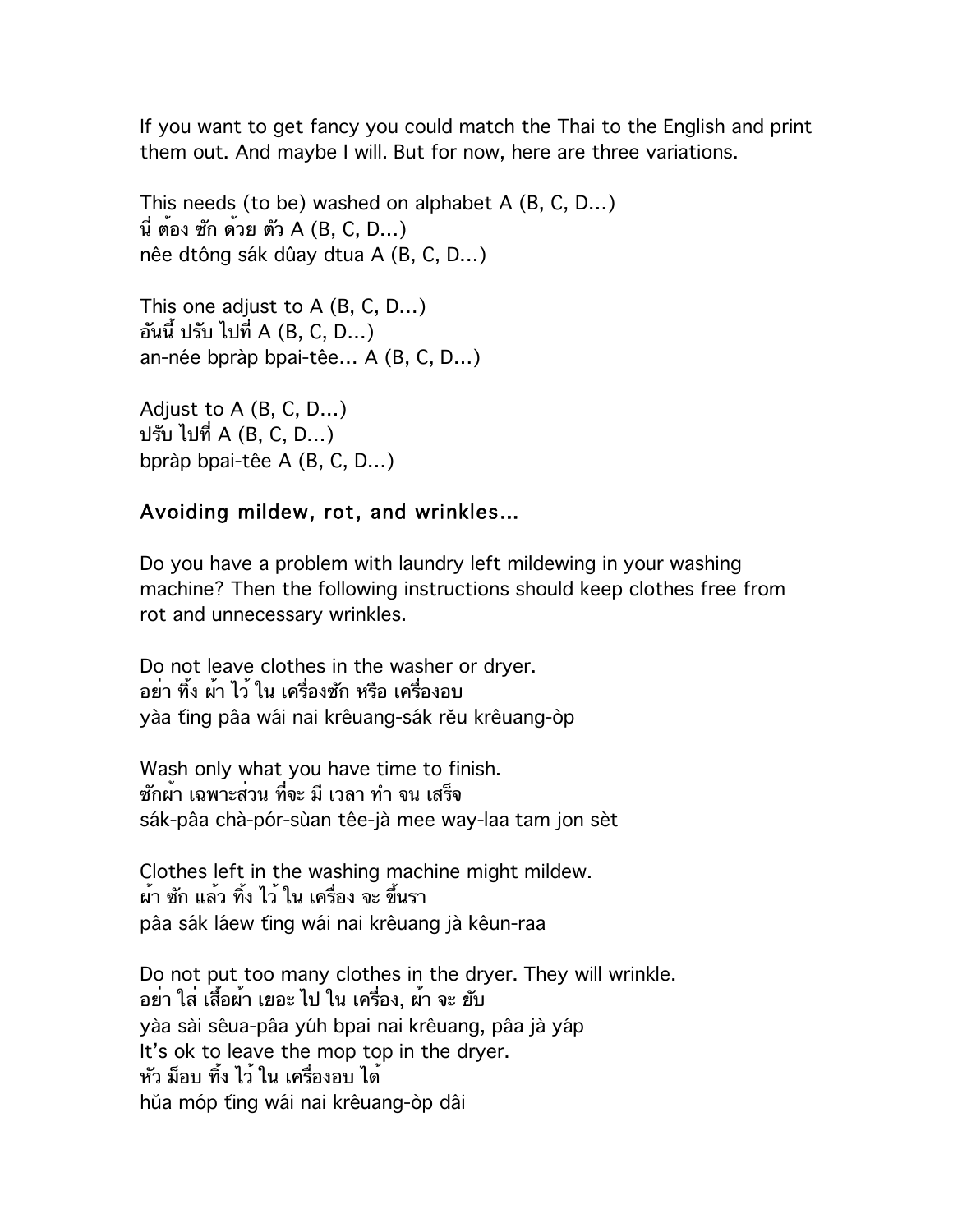If you want to get fancy you could match the Thai to the English and print them out. And maybe I will. But for now, here are three variations.

This needs (to be) washed on alphabet A (B, C, D...)
นี่ ต้อง ซัก ด้วย ตัว A (B, C, D...)
nêe dtông sák dûay dtua A (B, C, D...)

This one adjust to A (B, C, D...)
อันนี้ ปรับ ไปที่ A (B, C, D...)
an-née bpràp bpai-têe... A (B, C, D...)

Adjust to A (B, C, D...)
ปรับ ไปที่ A (B, C, D...)
bpràp bpai-têe A (B, C, D...)

## Avoiding mildew, rot, and wrinkles...

Do you have a problem with laundry left mildewing in your washing machine? Then the following instructions should keep clothes free from rot and unnecessary wrinkles.

Do not leave clothes in the washer or dryer.
อย่า ทิ้ง ผ้า ไว้ ใน เครื่องซัก หรือ เครื่องอบ
yàa tíng pâa wái nai krêuang-sák rěu krêuang-òp

Wash only what you have time to finish.
ซักผ้า เฉพาะส่วน ที่จะ มี เวลา ทำ จน เสร็จ
sák-pâa chà-pór-sùan têe-jà mee way-laa tam jon sèt

Clothes left in the washing machine might mildew.
ผ้า ซัก แล้ว ทิ้ง ไว้ ใน เครื่อง จะ ขึ้นรา
pâa sák láew tíng wái nai krêuang jà kêun-raa

Do not put too many clothes in the dryer. They will wrinkle.
อย่า ใส่ เสื้อผ้า เยอะ ไป ใน เครื่อง, ผ้า จะ ยับ
yàa sài sêua-pâa yúh bpai nai krêuang, pâa jà yáp
It's ok to leave the mop top in the dryer.
หัว ม็อบ ทิ้ง ไว้ ใน เครื่องอบ ได้
hŭa móp tíng wái nai krêuang-òp dâi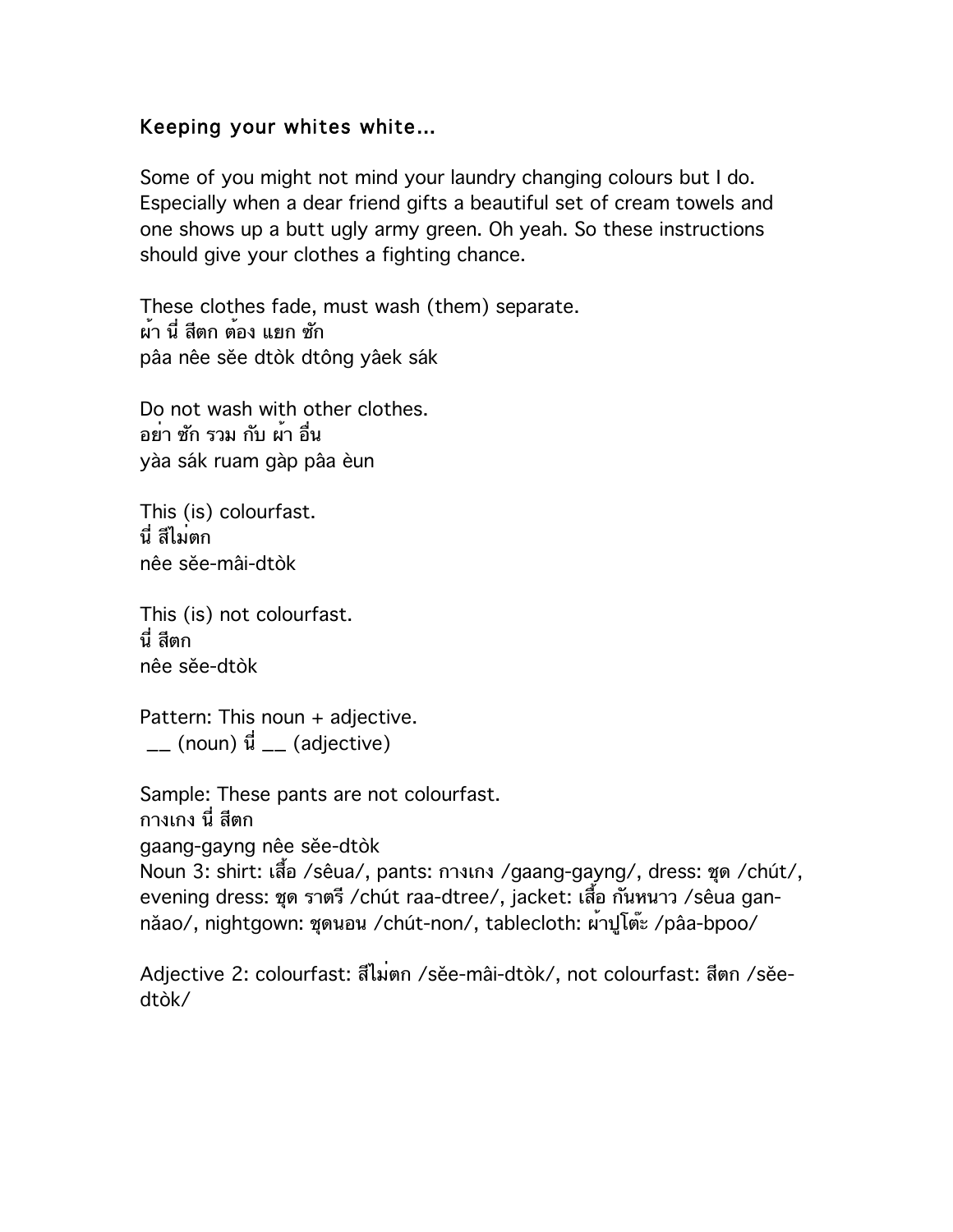### Keeping your whites white…

Some of you might not mind your laundry changing colours but I do. Especially when a dear friend gifts a beautiful set of cream towels and one shows up a butt ugly army green. Oh yeah. So these instructions should give your clothes a fighting chance.

These clothes fade, must wash (them) separate.
ผ้า นี่ สีตก ต้อง แยก ซัก
pâa nêe sěe dtòk dtông yâek sák

Do not wash with other clothes.
อย่า ซัก รวม กับ ผ้า อื่น
yàa sák ruam gàp pâa èun

This (is) colourfast.
นี่ สีไม่ตก
nêe sěe-mâi-dtòk

This (is) not colourfast.
นี่ สีตก
nêe sěe-dtòk

Pattern: This noun + adjective.
__ (noun) นี่ __ (adjective)

Sample: These pants are not colourfast.
กางเกง นี่ สีตก
gaang-gayng nêe sěe-dtòk
Noun 3: shirt: เสื้อ /sêua/, pants: กางเกง /gaang-gayng/, dress: ชุด /chút/, evening dress: ชุด ราตรี /chút raa-dtree/, jacket: เสื้อ กันหนาว /sêua gan-năao/, nightgown: ชุดนอน /chút-non/, tablecloth: ผ้าปูโต๊ะ /pâa-bpoo/

Adjective 2: colourfast: สีไม่ตก /sěe-mâi-dtòk/, not colourfast: สีตก /sěe-dtòk/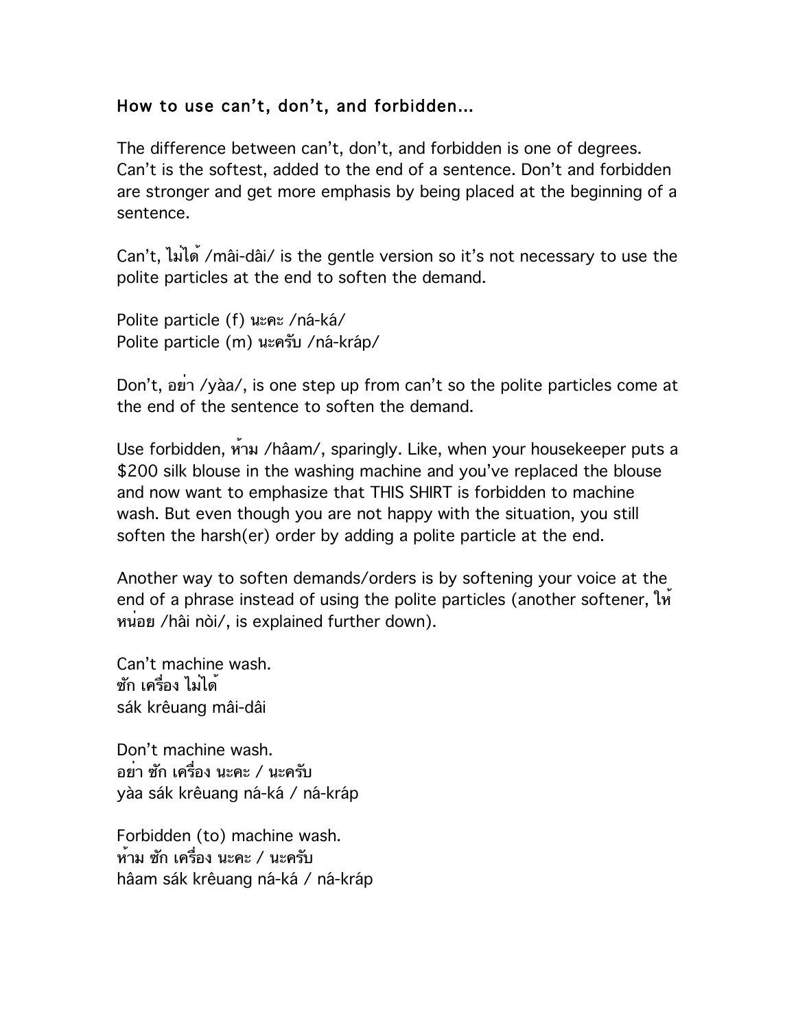## How to use can't, don't, and forbidden…

The difference between can't, don't, and forbidden is one of degrees. Can't is the softest, added to the end of a sentence. Don't and forbidden are stronger and get more emphasis by being placed at the beginning of a sentence.

Can't, ไม่ได้ /mâi-dâi/ is the gentle version so it's not necessary to use the polite particles at the end to soften the demand.

Polite particle (f) นะคะ /ná-ká/
Polite particle (m) นะครับ /ná-kráp/

Don't, อย่า /yàa/, is one step up from can't so the polite particles come at the end of the sentence to soften the demand.

Use forbidden, ห้าม /hâam/, sparingly. Like, when your housekeeper puts a $200 silk blouse in the washing machine and you've replaced the blouse and now want to emphasize that THIS SHIRT is forbidden to machine wash. But even though you are not happy with the situation, you still soften the harsh(er) order by adding a polite particle at the end.

Another way to soften demands/orders is by softening your voice at the end of a phrase instead of using the polite particles (another softener, ให้หน่อย /hâi nòi/, is explained further down).

Can't machine wash.
ซัก เครื่อง ไม่ได้
sák krêuang mâi-dâi

Don't machine wash.
อย่า ซัก เครื่อง นะคะ / นะครับ
yàa sák krêuang ná-ká / ná-kráp

Forbidden (to) machine wash.
ห้าม ซัก เครื่อง นะคะ / นะครับ
hâam sák krêuang ná-ká / ná-kráp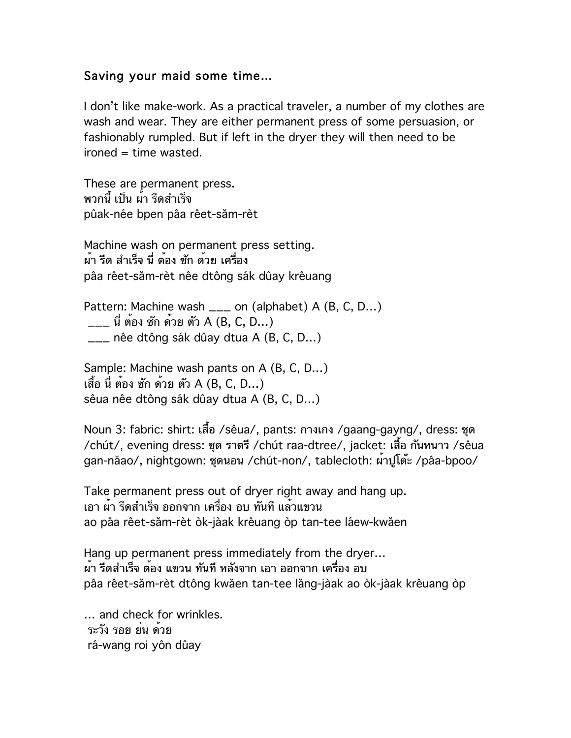## Saving your maid some time…

I don't like make-work. As a practical traveler, a number of my clothes are wash and wear. They are either permanent press of some persuasion, or fashionably rumpled. But if left in the dryer they will then need to be ironed = time wasted.

These are permanent press.
**พวกนี้ เป็น ผ้า รีดสำเร็จ**
pûak-née bpen pâa rêet-săm-rèt

Machine wash on permanent press setting.
**ผ้า รีด สำเร็จ นี่ ต้อง ซัก ด้วย เครื่อง**
pâa rêet-săm-rèt nêe dtông sák dûay krêuang

Pattern: Machine wash ___ on (alphabet) A (B, C, D…)
**___ นี่ ต้อง ซัก ด้วย ตัว** A (B, C, D…)
___ nêe dtông sák dûay dtua A (B, C, D…)

Sample: Machine wash pants on A (B, C, D…)
**เสื้อ นี่ ต้อง ซัก ด้วย ตัว** A (B, C, D…)
sêua nêe dtông sák dûay dtua A (B, C, D…)

Noun 3: fabric: shirt: เสื้อ /sêua/, pants: กางเกง /gaang-gayng/, dress: ชุด /chút/, evening dress: ชุด ราตรี /chút raa-dtree/, jacket: เสื้อ กันหนาว /sêua gan-năao/, nightgown: ชุดนอน /chút-non/, tablecloth: ผ้าปูโต๊ะ /pâa-bpoo/

Take permanent press out of dryer right away and hang up.
**เอา ผ้า รีดสำเร็จ ออกจาก เครื่อง อบ ทันที แล้วแขวน**
ao pâa rêet-săm-rèt òk-jàak krêuang òp tan-tee láew-kwăen

Hang up permanent press immediately from the dryer…
**ผ้า รีดสำเร็จ ต้อง แขวน ทันที หลังจาก เอา ออกจาก เครื่อง อบ**
pâa rêet-săm-rèt dtông kwăen tan-tee lăng-jàak ao òk-jàak krêuang òp

… and check for wrinkles.
**ระวัง รอย ย่น ด้วย**
rá-wang roi yôn dûay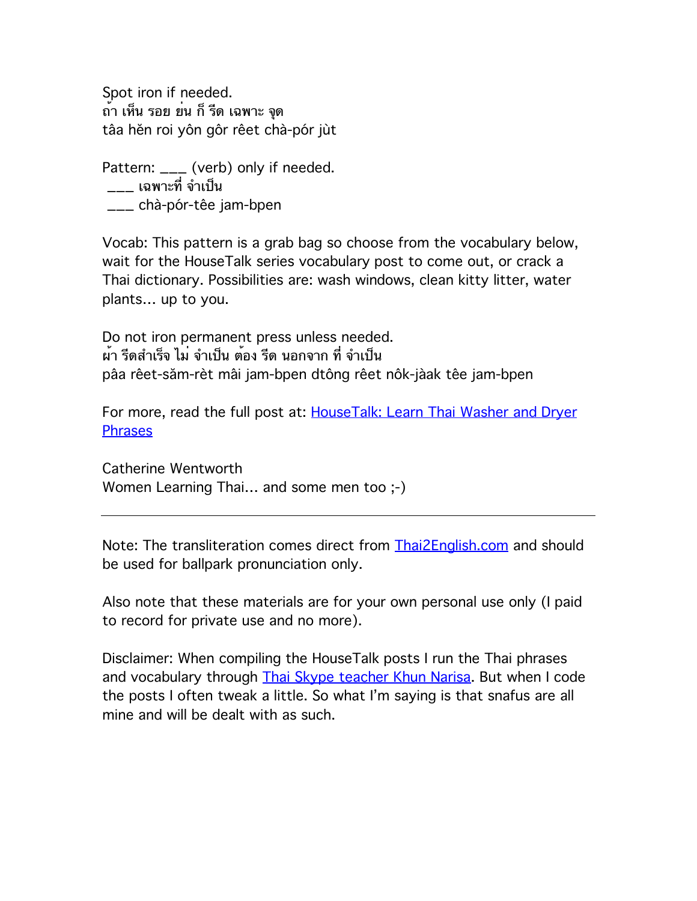Spot iron if needed.
ถ้า เห็น รอย ย่น ก็ รีด เฉพาะ จุด
tâa hĕn roi yôn gôr rêet chà-pór jùt

Pattern: ___ (verb) only if needed.
___ เฉพาะที่ จำเป็น
___ chà-pór-têe jam-bpen

Vocab: This pattern is a grab bag so choose from the vocabulary below, wait for the HouseTalk series vocabulary post to come out, or crack a Thai dictionary. Possibilities are: wash windows, clean kitty litter, water plants… up to you.

Do not iron permanent press unless needed.
ผ้า รีดสำเร็จ ไม่ จำเป็น ต้อง รีด นอกจาก ที่ จำเป็น
pâa rêet-săm-rèt mâi jam-bpen dtông rêet nôk-jàak têe jam-bpen

For more, read the full post at: [HouseTalk: Learn Thai Washer and Dryer Phrases]()

Catherine Wentworth
Women Learning Thai… and some men too ;-)

---

Note: The transliteration comes direct from [Thai2English.com]() and should be used for ballpark pronunciation only.

Also note that these materials are for your own personal use only (I paid to record for private use and no more).

Disclaimer: When compiling the HouseTalk posts I run the Thai phrases and vocabulary through [Thai Skype teacher Khun Narisa](). But when I code the posts I often tweak a little. So what I'm saying is that snafus are all mine and will be dealt with as such.